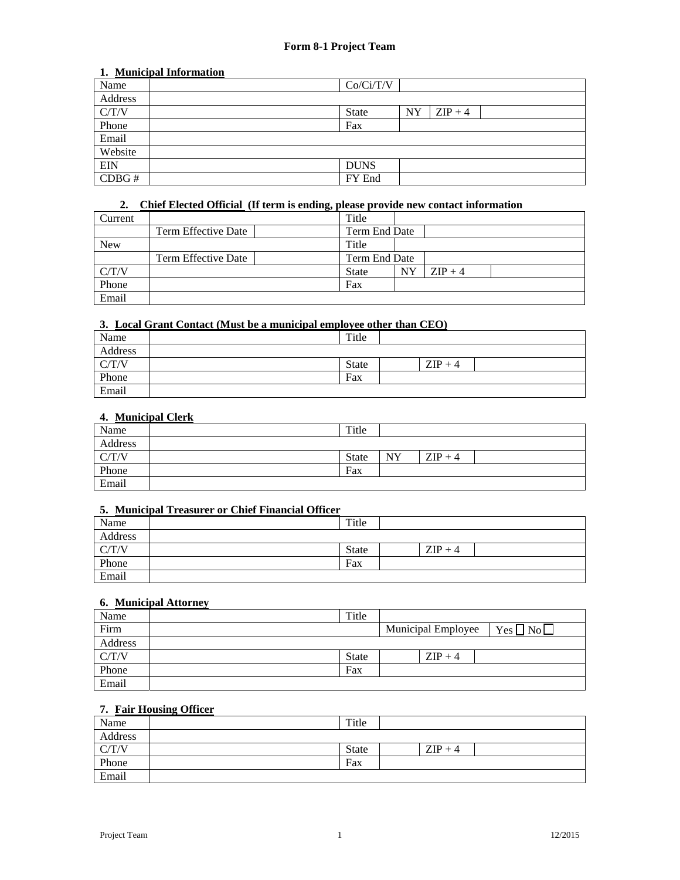# Form 8-1 Project Team

## 1. Municipal Information

| Name | | Co/Ci/T/V | | | |
|---|---|---|---|---|---|
| Address | | | | | |
| C/T/V | | State | NY | ZIP + 4 | |
| Phone | | Fax | | | |
| Email | | | | | |
| Website | | | | | |
| EIN | | DUNS | | | |
| CDBG # | | FY End | | | |

## 2. Chief Elected Official (If term is ending, please provide new contact information

| Current | | | Title | | | |
|---|---|---|---|---|---|---|
| | Term Effective Date | | Term End Date | | | |
| New | | | Title | | | |
| | Term Effective Date | | Term End Date | | | |
| C/T/V | | | State | NY | ZIP + 4 | |
| Phone | | | Fax | | | |
| Email | | | | | | |

## 3. Local Grant Contact (Must be a municipal employee other than CEO)

| Name | | Title | | | |
|---|---|---|---|---|---|
| Address | | | | | |
| C/T/V | | State | | ZIP + 4 | |
| Phone | | Fax | | | |
| Email | | | | | |

## 4. Municipal Clerk

| Name | | Title | | | |
|---|---|---|---|---|---|
| Address | | | | | |
| C/T/V | | State | NY | ZIP + 4 | |
| Phone | | Fax | | | |
| Email | | | | | |

## 5. Municipal Treasurer or Chief Financial Officer

| Name | | Title | | | |
|---|---|---|---|---|---|
| Address | | | | | |
| C/T/V | | State | | ZIP + 4 | |
| Phone | | Fax | | | |
| Email | | | | | |

## 6. Municipal Attorney

| Name | | Title | | | |
|---|---|---|---|---|---|
| Firm | | | Municipal Employee | | Yes ☐ No ☐ |
| Address | | | | | |
| C/T/V | | State | | ZIP + 4 | |
| Phone | | Fax | | | |
| Email | | | | | |

## 7. Fair Housing Officer

| Name | | Title | | | |
|---|---|---|---|---|---|
| Address | | | | | |
| C/T/V | | State | | ZIP + 4 | |
| Phone | | Fax | | | |
| Email | | | | | |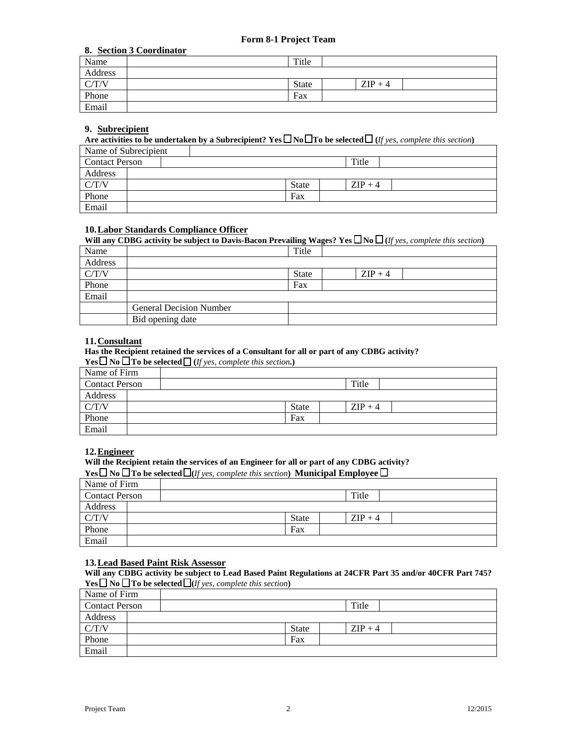# Form 8-1 Project Team

## 8. Section 3 Coordinator

| | | | | | |
|---|---|---|---|---|---|
| Name | | Title | | | |
| Address | | | | | |
| C/T/V | | State | | ZIP + 4 | |
| Phone | | Fax | | | |
| Email | | | | | |

## 9. Subrecipient

**Are activities to be undertaken by a Subrecipient? Yes ☐ No ☐ To be selected ☐ (*If yes, complete this section*)**

| | | | | | |
|---|---|---|---|---|---|
| Name of Subrecipient | | | | | |
| Contact Person | | | Title | | |
| Address | | | | | |
| C/T/V | | State | | ZIP + 4 | |
| Phone | | Fax | | | |
| Email | | | | | |

## 10. Labor Standards Compliance Officer

**Will any CDBG activity be subject to Davis-Bacon Prevailing Wages? Yes ☐ No ☐ (*If yes, complete this section*)**

| | | | | | |
|---|---|---|---|---|---|
| Name | | Title | | | |
| Address | | | | | |
| C/T/V | | State | | ZIP + 4 | |
| Phone | | Fax | | | |
| Email | | | | | |
| | General Decision Number | | | | |
| | Bid opening date | | | | |

## 11. Consultant

**Has the Recipient retained the services of a Consultant for all or part of any CDBG activity?**
**Yes ☐ No ☐ To be selected ☐ (*If yes, complete this section.*)**

| | | | | | |
|---|---|---|---|---|---|
| Name of Firm | | | | | |
| Contact Person | | | Title | | |
| Address | | | | | |
| C/T/V | | State | | ZIP + 4 | |
| Phone | | Fax | | | |
| Email | | | | | |

## 12. Engineer

**Will the Recipient retain the services of an Engineer for all or part of any CDBG activity?**
**Yes ☐ No ☐ To be selected ☐ (*If yes, complete this section*) Municipal Employee ☐**

| | | | | | |
|---|---|---|---|---|---|
| Name of Firm | | | | | |
| Contact Person | | | Title | | |
| Address | | | | | |
| C/T/V | | State | | ZIP + 4 | |
| Phone | | Fax | | | |
| Email | | | | | |

## 13. Lead Based Paint Risk Assessor

**Will any CDBG activity be subject to Lead Based Paint Regulations at 24CFR Part 35 and/or 40CFR Part 745?**
**Yes ☐ No ☐ To be selected ☐ (*If yes, complete this section*)**

| | | | | | |
|---|---|---|---|---|---|
| Name of Firm | | | | | |
| Contact Person | | | Title | | |
| Address | | | | | |
| C/T/V | | State | | ZIP + 4 | |
| Phone | | Fax | | | |
| Email | | | | | |